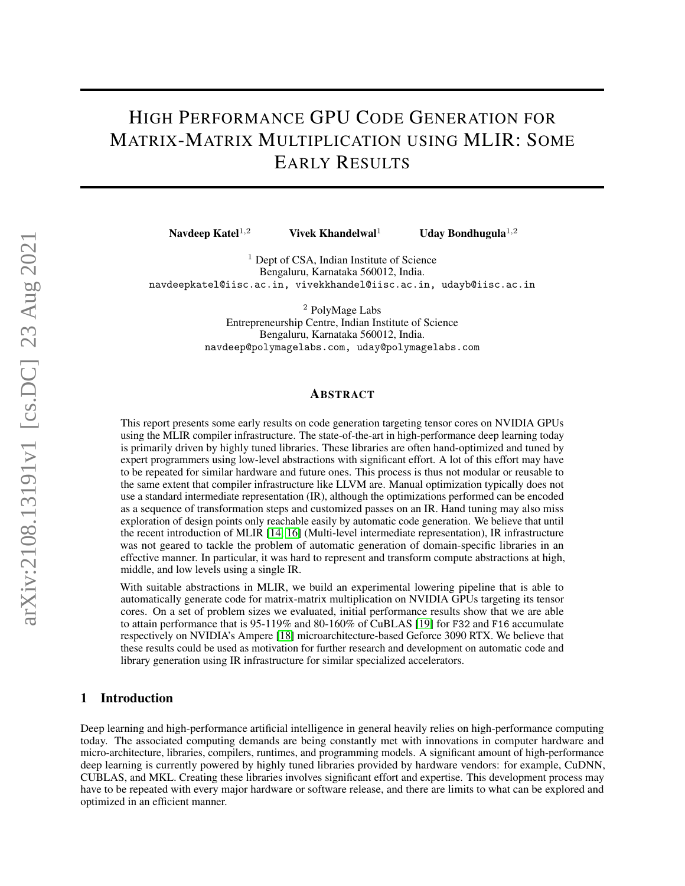# High Performance GPU Code Generation for Matrix-Matrix Multiplication using MLIR: Some Early Results

**Navdeep Katel**[1,2] **Vivek Khandelwal**[1] **Uday Bondhugula**[1,2]

[1] Dept of CSA, Indian Institute of Science
Bengaluru, Karnataka 560012, India.
navdeepkatel@iisc.ac.in, vivekkhandel@iisc.ac.in, udayb@iisc.ac.in

[2] PolyMage Labs
Entrepreneurship Centre, Indian Institute of Science
Bengaluru, Karnataka 560012, India.
navdeep@polymagelabs.com, uday@polymagelabs.com

## Abstract

This report presents some early results on code generation targeting tensor cores on NVIDIA GPUs using the MLIR compiler infrastructure. The state-of-the-art in high-performance deep learning today is primarily driven by highly tuned libraries. These libraries are often hand-optimized and tuned by expert programmers using low-level abstractions with significant effort. A lot of this effort may have to be repeated for similar hardware and future ones. This process is thus not modular or reusable to the same extent that compiler infrastructure like LLVM are. Manual optimization typically does not use a standard intermediate representation (IR), although the optimizations performed can be encoded as a sequence of transformation steps and customized passes on an IR. Hand tuning may also miss exploration of design points only reachable easily by automatic code generation. We believe that until the recent introduction of MLIR [14, 16] (Multi-level intermediate representation), IR infrastructure was not geared to tackle the problem of automatic generation of domain-specific libraries in an effective manner. In particular, it was hard to represent and transform compute abstractions at high, middle, and low levels using a single IR.

With suitable abstractions in MLIR, we build an experimental lowering pipeline that is able to automatically generate code for matrix-matrix multiplication on NVIDIA GPUs targeting its tensor cores. On a set of problem sizes we evaluated, initial performance results show that we are able to attain performance that is 95-119% and 80-160% of CuBLAS [19] for F32 and F16 accumulate respectively on NVIDIA's Ampere [18] microarchitecture-based Geforce 3090 RTX. We believe that these results could be used as motivation for further research and development on automatic code and library generation using IR infrastructure for similar specialized accelerators.

## 1 Introduction

Deep learning and high-performance artificial intelligence in general heavily relies on high-performance computing today. The associated computing demands are being constantly met with innovations in computer hardware and micro-architecture, libraries, compilers, runtimes, and programming models. A significant amount of high-performance deep learning is currently powered by highly tuned libraries provided by hardware vendors: for example, CuDNN, CUBLAS, and MKL. Creating these libraries involves significant effort and expertise. This development process may have to be repeated with every major hardware or software release, and there are limits to what can be explored and optimized in an efficient manner.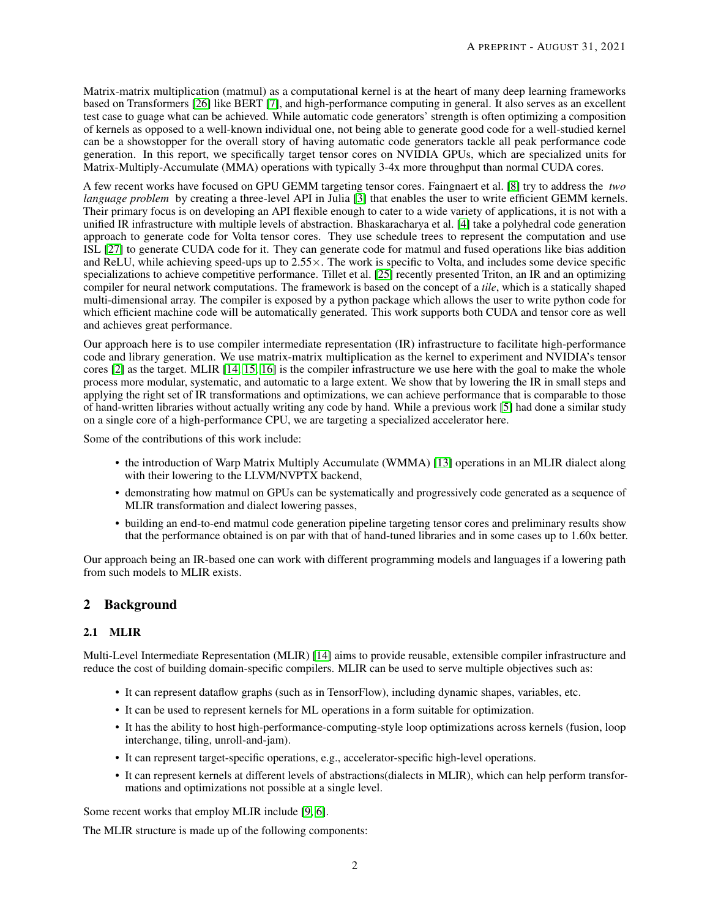Matrix-matrix multiplication (matmul) as a computational kernel is at the heart of many deep learning frameworks based on Transformers [26] like BERT [7], and high-performance computing in general. It also serves as an excellent test case to guage what can be achieved. While automatic code generators' strength is often optimizing a composition of kernels as opposed to a well-known individual one, not being able to generate good code for a well-studied kernel can be a showstopper for the overall story of having automatic code generators tackle all peak performance code generation. In this report, we specifically target tensor cores on NVIDIA GPUs, which are specialized units for Matrix-Multiply-Accumulate (MMA) operations with typically 3-4x more throughput than normal CUDA cores.

A few recent works have focused on GPU GEMM targeting tensor cores. Faingnaert et al. [8] try to address the *two language problem* by creating a three-level API in Julia [3] that enables the user to write efficient GEMM kernels. Their primary focus is on developing an API flexible enough to cater to a wide variety of applications, it is not with a unified IR infrastructure with multiple levels of abstraction. Bhaskaracharya et al. [4] take a polyhedral code generation approach to generate code for Volta tensor cores. They use schedule trees to represent the computation and use ISL [27] to generate CUDA code for it. They can generate code for matmul and fused operations like bias addition and ReLU, while achieving speed-ups up to $2.55\times$. The work is specific to Volta, and includes some device specific specializations to achieve competitive performance. Tillet et al. [25] recently presented Triton, an IR and an optimizing compiler for neural network computations. The framework is based on the concept of a *tile*, which is a statically shaped multi-dimensional array. The compiler is exposed by a python package which allows the user to write python code for which efficient machine code will be automatically generated. This work supports both CUDA and tensor core as well and achieves great performance.

Our approach here is to use compiler intermediate representation (IR) infrastructure to facilitate high-performance code and library generation. We use matrix-matrix multiplication as the kernel to experiment and NVIDIA's tensor cores [2] as the target. MLIR [14, 15, 16] is the compiler infrastructure we use here with the goal to make the whole process more modular, systematic, and automatic to a large extent. We show that by lowering the IR in small steps and applying the right set of IR transformations and optimizations, we can achieve performance that is comparable to those of hand-written libraries without actually writing any code by hand. While a previous work [5] had done a similar study on a single core of a high-performance CPU, we are targeting a specialized accelerator here.

Some of the contributions of this work include:

- the introduction of Warp Matrix Multiply Accumulate (WMMA) [13] operations in an MLIR dialect along with their lowering to the LLVM/NVPTX backend,
- demonstrating how matmul on GPUs can be systematically and progressively code generated as a sequence of MLIR transformation and dialect lowering passes,
- building an end-to-end matmul code generation pipeline targeting tensor cores and preliminary results show that the performance obtained is on par with that of hand-tuned libraries and in some cases up to 1.60x better.

Our approach being an IR-based one can work with different programming models and languages if a lowering path from such models to MLIR exists.

## 2 Background

### 2.1 MLIR

Multi-Level Intermediate Representation (MLIR) [14] aims to provide reusable, extensible compiler infrastructure and reduce the cost of building domain-specific compilers. MLIR can be used to serve multiple objectives such as:

- It can represent dataflow graphs (such as in TensorFlow), including dynamic shapes, variables, etc.
- It can be used to represent kernels for ML operations in a form suitable for optimization.
- It has the ability to host high-performance-computing-style loop optimizations across kernels (fusion, loop interchange, tiling, unroll-and-jam).
- It can represent target-specific operations, e.g., accelerator-specific high-level operations.
- It can represent kernels at different levels of abstractions(dialects in MLIR), which can help perform transformations and optimizations not possible at a single level.

Some recent works that employ MLIR include [9, 6].

The MLIR structure is made up of the following components: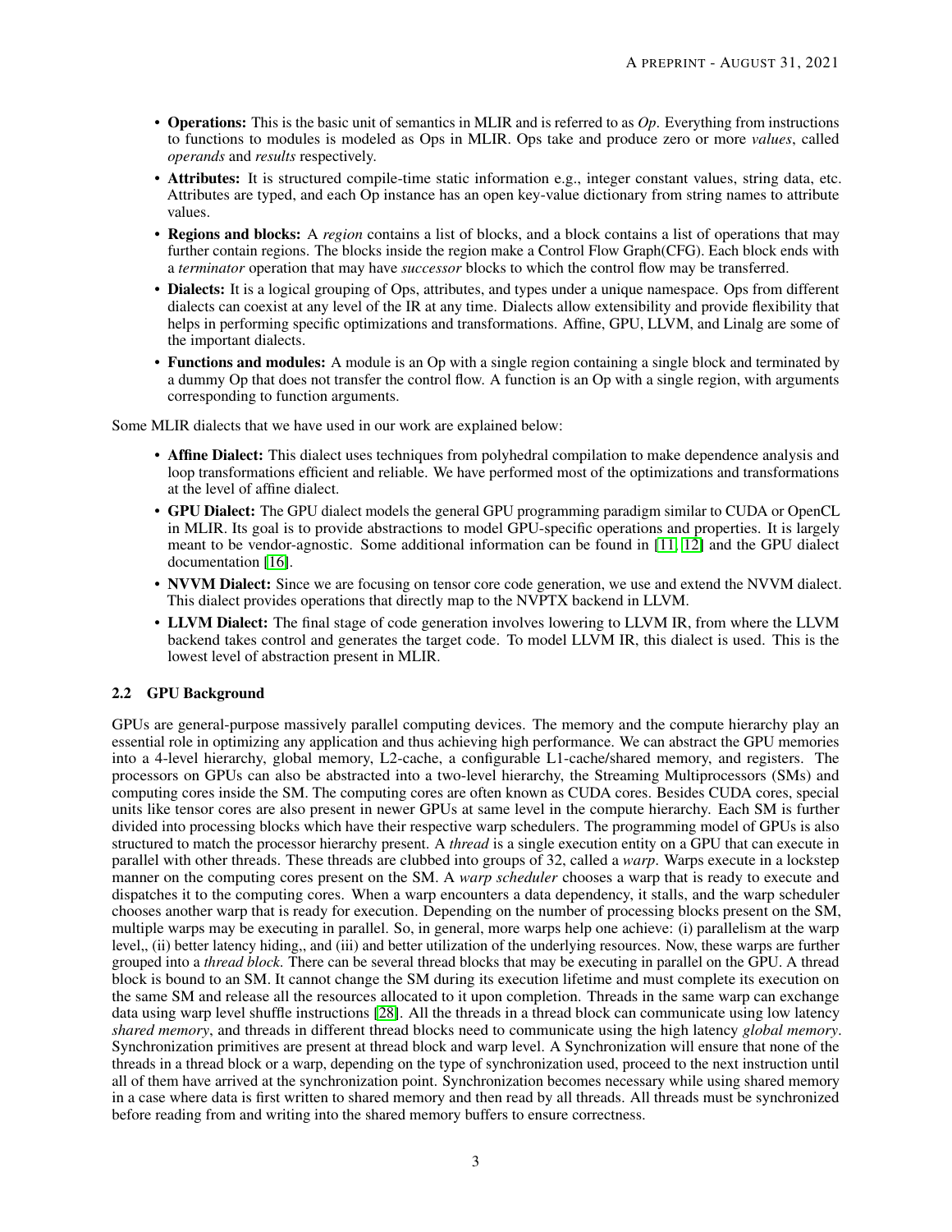- **Operations:** This is the basic unit of semantics in MLIR and is referred to as *Op*. Everything from instructions to functions to modules is modeled as Ops in MLIR. Ops take and produce zero or more *values*, called *operands* and *results* respectively.
- **Attributes:** It is structured compile-time static information e.g., integer constant values, string data, etc. Attributes are typed, and each Op instance has an open key-value dictionary from string names to attribute values.
- **Regions and blocks:** A *region* contains a list of blocks, and a block contains a list of operations that may further contain regions. The blocks inside the region make a Control Flow Graph(CFG). Each block ends with a *terminator* operation that may have *successor* blocks to which the control flow may be transferred.
- **Dialects:** It is a logical grouping of Ops, attributes, and types under a unique namespace. Ops from different dialects can coexist at any level of the IR at any time. Dialects allow extensibility and provide flexibility that helps in performing specific optimizations and transformations. Affine, GPU, LLVM, and Linalg are some of the important dialects.
- **Functions and modules:** A module is an Op with a single region containing a single block and terminated by a dummy Op that does not transfer the control flow. A function is an Op with a single region, with arguments corresponding to function arguments.

Some MLIR dialects that we have used in our work are explained below:

- **Affine Dialect:** This dialect uses techniques from polyhedral compilation to make dependence analysis and loop transformations efficient and reliable. We have performed most of the optimizations and transformations at the level of affine dialect.
- **GPU Dialect:** The GPU dialect models the general GPU programming paradigm similar to CUDA or OpenCL in MLIR. Its goal is to provide abstractions to model GPU-specific operations and properties. It is largely meant to be vendor-agnostic. Some additional information can be found in [11, 12] and the GPU dialect documentation [16].
- **NVVM Dialect:** Since we are focusing on tensor core code generation, we use and extend the NVVM dialect. This dialect provides operations that directly map to the NVPTX backend in LLVM.
- **LLVM Dialect:** The final stage of code generation involves lowering to LLVM IR, from where the LLVM backend takes control and generates the target code. To model LLVM IR, this dialect is used. This is the lowest level of abstraction present in MLIR.

### 2.2 GPU Background

GPUs are general-purpose massively parallel computing devices. The memory and the compute hierarchy play an essential role in optimizing any application and thus achieving high performance. We can abstract the GPU memories into a 4-level hierarchy, global memory, L2-cache, a configurable L1-cache/shared memory, and registers. The processors on GPUs can also be abstracted into a two-level hierarchy, the Streaming Multiprocessors (SMs) and computing cores inside the SM. The computing cores are often known as CUDA cores. Besides CUDA cores, special units like tensor cores are also present in newer GPUs at same level in the compute hierarchy. Each SM is further divided into processing blocks which have their respective warp schedulers. The programming model of GPUs is also structured to match the processor hierarchy present. A *thread* is a single execution entity on a GPU that can execute in parallel with other threads. These threads are clubbed into groups of 32, called a *warp*. Warps execute in a lockstep manner on the computing cores present on the SM. A *warp scheduler* chooses a warp that is ready to execute and dispatches it to the computing cores. When a warp encounters a data dependency, it stalls, and the warp scheduler chooses another warp that is ready for execution. Depending on the number of processing blocks present on the SM, multiple warps may be executing in parallel. So, in general, more warps help one achieve: (i) parallelism at the warp level,, (ii) better latency hiding,, and (iii) and better utilization of the underlying resources. Now, these warps are further grouped into a *thread block*. There can be several thread blocks that may be executing in parallel on the GPU. A thread block is bound to an SM. It cannot change the SM during its execution lifetime and must complete its execution on the same SM and release all the resources allocated to it upon completion. Threads in the same warp can exchange data using warp level shuffle instructions [28]. All the threads in a thread block can communicate using low latency *shared memory*, and threads in different thread blocks need to communicate using the high latency *global memory*. Synchronization primitives are present at thread block and warp level. A Synchronization will ensure that none of the threads in a thread block or a warp, depending on the type of synchronization used, proceed to the next instruction until all of them have arrived at the synchronization point. Synchronization becomes necessary while using shared memory in a case where data is first written to shared memory and then read by all threads. All threads must be synchronized before reading from and writing into the shared memory buffers to ensure correctness.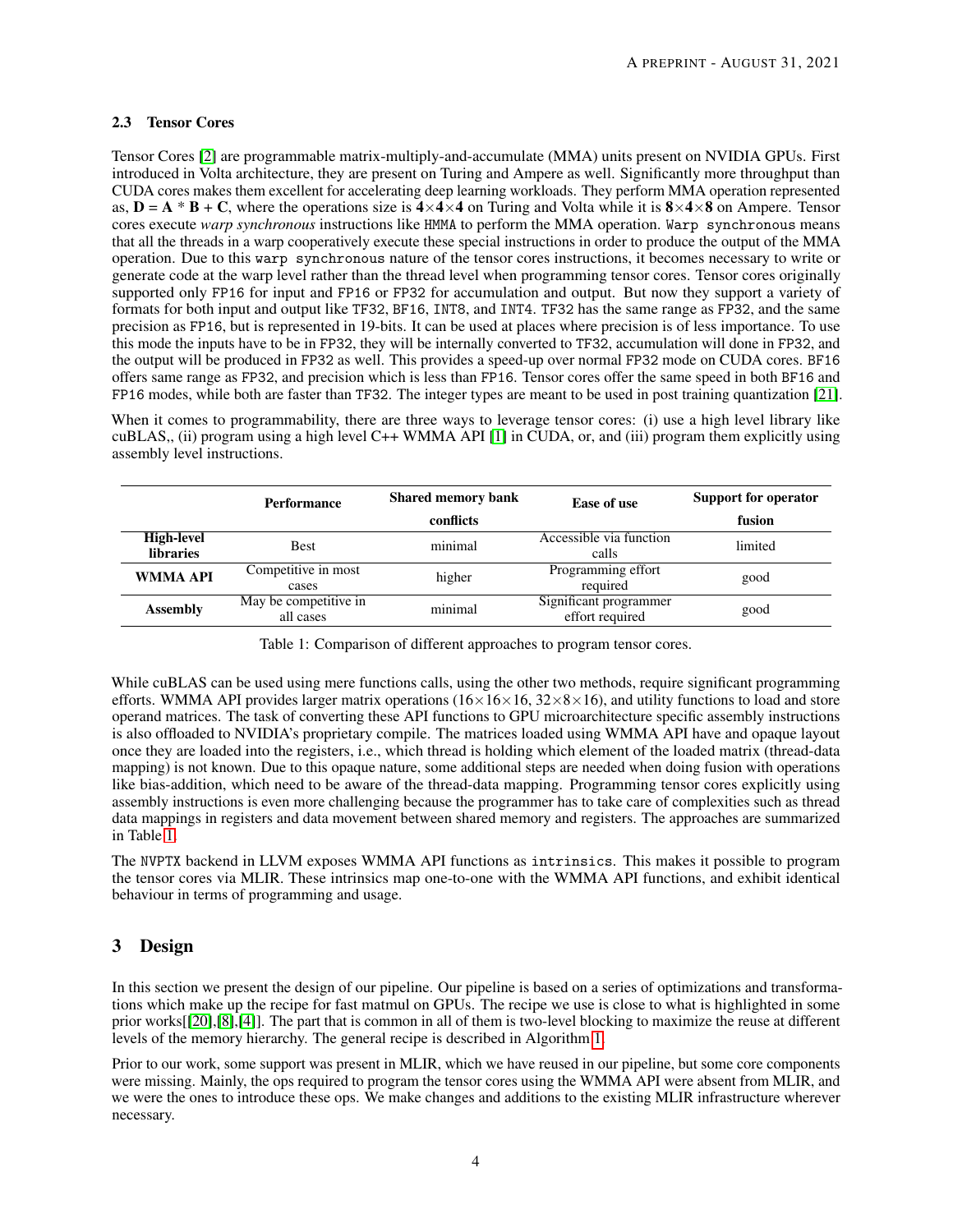### 2.3 Tensor Cores

Tensor Cores [2] are programmable matrix-multiply-and-accumulate (MMA) units present on NVIDIA GPUs. First introduced in Volta architecture, they are present on Turing and Ampere as well. Significantly more throughput than CUDA cores makes them excellent for accelerating deep learning workloads. They perform MMA operation represented as, $\mathbf{D} = \mathbf{A} * \mathbf{B} + \mathbf{C}$, where the operations size is $\mathbf{4}\times\mathbf{4}\times\mathbf{4}$ on Turing and Volta while it is $\mathbf{8}\times\mathbf{4}\times\mathbf{8}$ on Ampere. Tensor cores execute *warp synchronous* instructions like `HMMA` to perform the MMA operation. `Warp synchronous` means that all the threads in a warp cooperatively execute these special instructions in order to produce the output of the MMA operation. Due to this `warp synchronous` nature of the tensor cores instructions, it becomes necessary to write or generate code at the warp level rather than the thread level when programming tensor cores. Tensor cores originally supported only `FP16` for input and `FP16` or `FP32` for accumulation and output. But now they support a variety of formats for both input and output like `TF32`, `BF16`, `INT8`, and `INT4`. `TF32` has the same range as `FP32`, and the same precision as `FP16`, but is represented in 19-bits. It can be used at places where precision is of less importance. To use this mode the inputs have to be in `FP32`, they will be internally converted to `TF32`, accumulation will done in `FP32`, and the output will be produced in `FP32` as well. This provides a speed-up over normal `FP32` mode on CUDA cores. `BF16` offers same range as `FP32`, and precision which is less than `FP16`. Tensor cores offer the same speed in both `BF16` and `FP16` modes, while both are faster than `TF32`. The integer types are meant to be used in post training quantization [21].

When it comes to programmability, there are three ways to leverage tensor cores: (i) use a high level library like cuBLAS,, (ii) program using a high level C++ WMMA API [1] in CUDA, or, and (iii) program them explicitly using assembly level instructions.

| | Performance | Shared memory bank conflicts | Ease of use | Support for operator fusion |
|---|---|---|---|---|
| **High-level libraries** | Best | minimal | Accessible via function calls | limited |
| **WMMA API** | Competitive in most cases | higher | Programming effort required | good |
| **Assembly** | May be competitive in all cases | minimal | Significant programmer effort required | good |

Table 1: Comparison of different approaches to program tensor cores.

While cuBLAS can be used using mere functions calls, using the other two methods, require significant programming efforts. WMMA API provides larger matrix operations ($16\times16\times16$, $32\times8\times16$), and utility functions to load and store operand matrices. The task of converting these API functions to GPU microarchitecture specific assembly instructions is also offloaded to NVIDIA's proprietary compile. The matrices loaded using WMMA API have and opaque layout once they are loaded into the registers, i.e., which thread is holding which element of the loaded matrix (thread-data mapping) is not known. Due to this opaque nature, some additional steps are needed when doing fusion with operations like bias-addition, which need to be aware of the thread-data mapping. Programming tensor cores explicitly using assembly instructions is even more challenging because the programmer has to take care of complexities such as thread data mappings in registers and data movement between shared memory and registers. The approaches are summarized in Table 1.

The `NVPTX` backend in LLVM exposes WMMA API functions as `intrinsics`. This makes it possible to program the tensor cores via MLIR. These intrinsics map one-to-one with the WMMA API functions, and exhibit identical behaviour in terms of programming and usage.

## 3 Design

In this section we present the design of our pipeline. Our pipeline is based on a series of optimizations and transformations which make up the recipe for fast matmul on GPUs. The recipe we use is close to what is highlighted in some prior works[[20],[8],[4]]. The part that is common in all of them is two-level blocking to maximize the reuse at different levels of the memory hierarchy. The general recipe is described in Algorithm 1.

Prior to our work, some support was present in MLIR, which we have reused in our pipeline, but some core components were missing. Mainly, the ops required to program the tensor cores using the WMMA API were absent from MLIR, and we were the ones to introduce these ops. We make changes and additions to the existing MLIR infrastructure wherever necessary.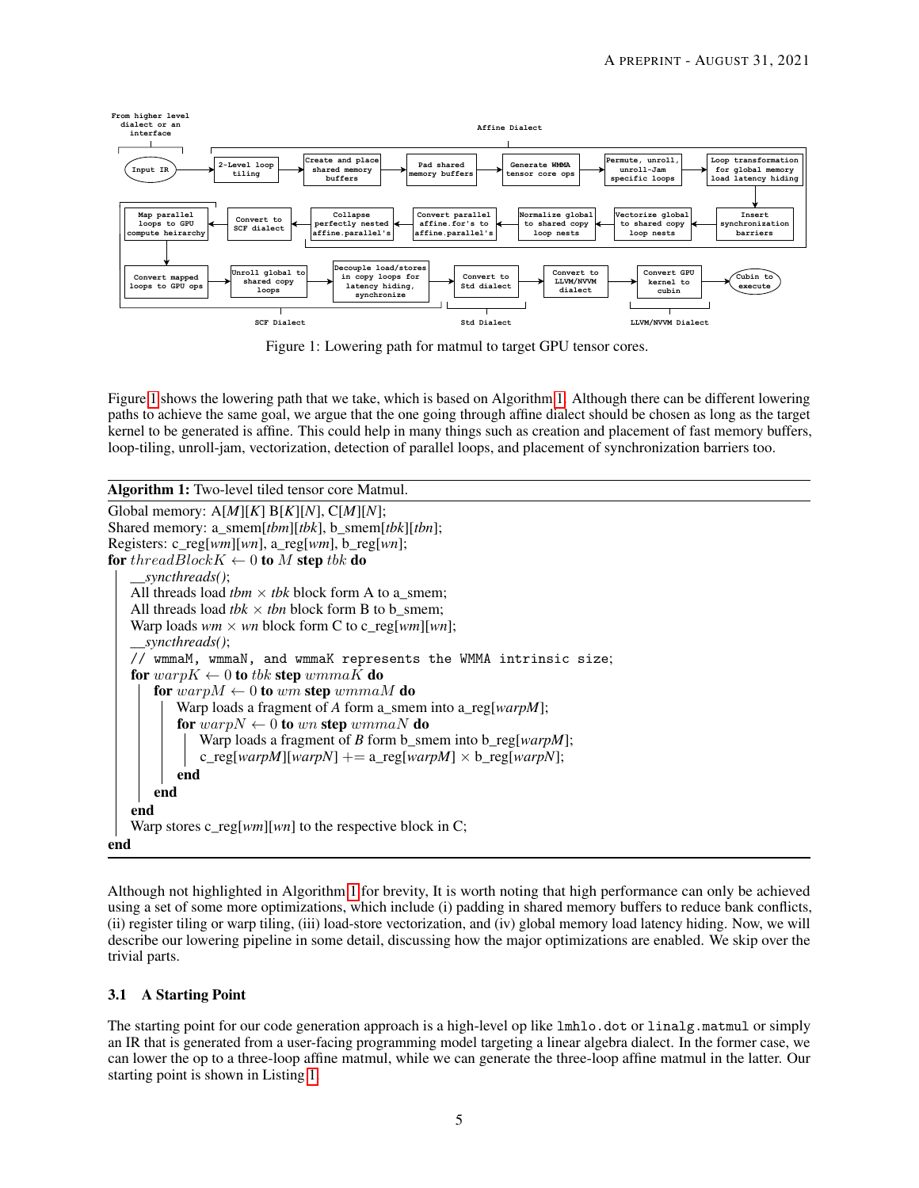From higher level dialect or an interface

Affine Dialect

Input IR

2-Level loop tiling

Create and place shared memory buffers

Pad shared memory buffers

Generate WMMA tensor core ops

Permute, unroll, unroll-Jam specific loops

Loop transformation for global memory load latency hiding

Insert synchronization barriers

Vectorize global to shared copy loop nests

Normalize global to shared copy loop nests

Convert parallel affine.for's to affine.parallel's

Collapse perfectly nested affine.parallel's

Convert to SCF dialect

Map parallel loops to GPU compute heirarchy

Convert mapped loops to GPU ops

Unroll global to shared copy loops

Decouple load/stores in copy loops for latency hiding, synchronize

Convert to Std dialect

Convert to LLVM/NVVM dialect

Convert GPU kernel to cubin

Cubin to execute

SCF Dialect

Std Dialect

LLVM/NVVM Dialect

Figure 1: Lowering path for matmul to target GPU tensor cores.

Figure 1 shows the lowering path that we take, which is based on Algorithm 1. Although there can be different lowering paths to achieve the same goal, we argue that the one going through affine dialect should be chosen as long as the target kernel to be generated is affine. This could help in many things such as creation and placement of fast memory buffers, loop-tiling, unroll-jam, vectorization, detection of parallel loops, and placement of synchronization barriers too.

**Algorithm 1:** Two-level tiled tensor core Matmul.

Global memory: A[$M$][$K$] B[$K$][$N$], C[$M$][$N$];
Shared memory: a_smem[*tbm*][*tbk*], b_smem[*tbk*][*tbn*];
Registers: c_reg[*wm*][*wn*], a_reg[*wm*], b_reg[*wn*];
**for** $threadBlockK \leftarrow 0$ **to** $M$ **step** $tbk$ **do**
  *__syncthreads()*;
  All threads load *tbm* $\times$ *tbk* block form A to a_smem;
  All threads load *tbk* $\times$ *tbn* block form B to b_smem;
  Warp loads *wm* $\times$ *wn* block form C to c_reg[*wm*][*wn*];
  *__syncthreads()*;
  `// wmmaM, wmmaN, and wmmaK represents the WMMA intrinsic size;`
  **for** $warpK \leftarrow 0$ **to** $tbk$ **step** $wmmaK$ **do**
    **for** $warpM \leftarrow 0$ **to** $wm$ **step** $wmmaM$ **do**
      Warp loads a fragment of *A* form a_smem into a_reg[*warpM*];
      **for** $warpN \leftarrow 0$ **to** $wn$ **step** $wmmaN$ **do**
        Warp loads a fragment of *B* form b_smem into b_reg[*warpM*];
        c_reg[*warpM*][*warpN*] $+=$ a_reg[*warpM*] $\times$ b_reg[*warpN*];
      **end**
    **end**
  **end**
  Warp stores c_reg[*wm*][*wn*] to the respective block in C;
**end**

Although not highlighted in Algorithm 1 for brevity, It is worth noting that high performance can only be achieved using a set of some more optimizations, which include (i) padding in shared memory buffers to reduce bank conflicts, (ii) register tiling or warp tiling, (iii) load-store vectorization, and (iv) global memory load latency hiding. Now, we will describe our lowering pipeline in some detail, discussing how the major optimizations are enabled. We skip over the trivial parts.

### 3.1 A Starting Point

The starting point for our code generation approach is a high-level op like `lmhlo.dot` or `linalg.matmul` or simply an IR that is generated from a user-facing programming model targeting a linear algebra dialect. In the former case, we can lower the op to a three-loop affine matmul, while we can generate the three-loop affine matmul in the latter. Our starting point is shown in Listing 1.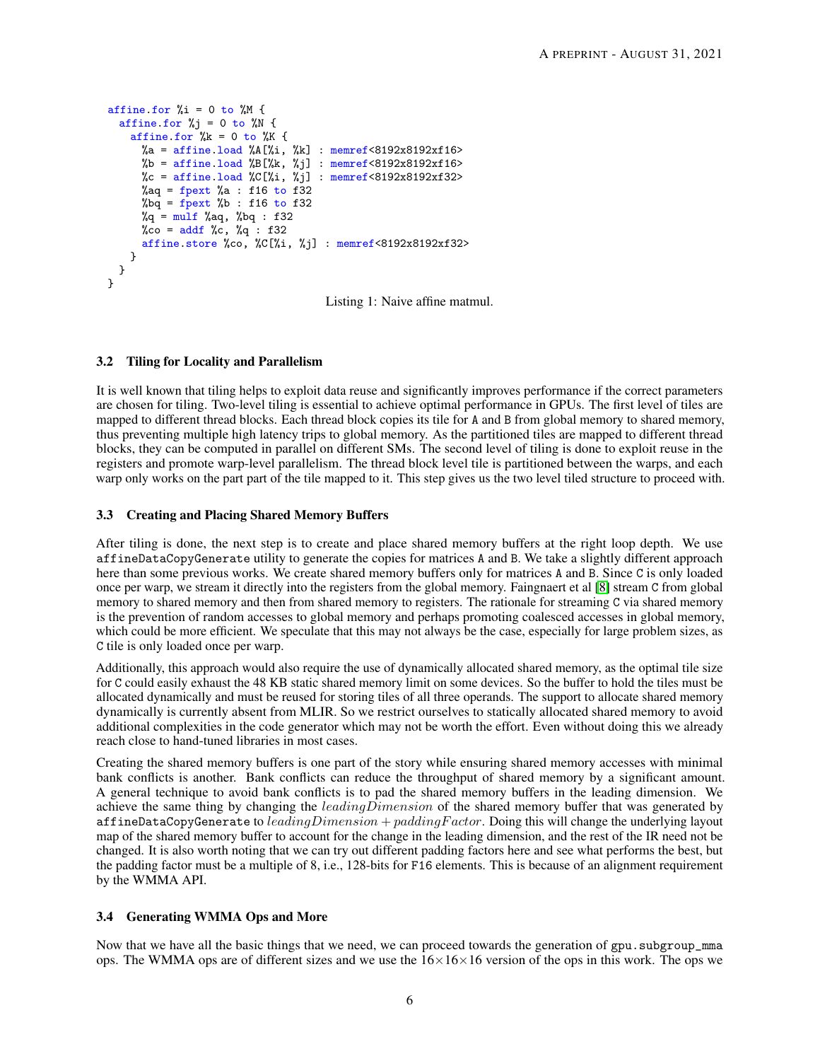```
affine.for %i = 0 to %M {
  affine.for %j = 0 to %N {
    affine.for %k = 0 to %K {
      %a = affine.load %A[%i, %k] : memref<8192x8192xf16>
      %b = affine.load %B[%k, %j] : memref<8192x8192xf16>
      %c = affine.load %C[%i, %j] : memref<8192x8192xf32>
      %aq = fpext %a : f16 to f32
      %bq = fpext %b : f16 to f32
      %q = mulf %aq, %bq : f32
      %co = addf %c, %q : f32
      affine.store %co, %C[%i, %j] : memref<8192x8192xf32>
    }
  }
}
```

Listing 1: Naive affine matmul.

### 3.2 Tiling for Locality and Parallelism

It is well known that tiling helps to exploit data reuse and significantly improves performance if the correct parameters are chosen for tiling. Two-level tiling is essential to achieve optimal performance in GPUs. The first level of tiles are mapped to different thread blocks. Each thread block copies its tile for A and B from global memory to shared memory, thus preventing multiple high latency trips to global memory. As the partitioned tiles are mapped to different thread blocks, they can be computed in parallel on different SMs. The second level of tiling is done to exploit reuse in the registers and promote warp-level parallelism. The thread block level tile is partitioned between the warps, and each warp only works on the part part of the tile mapped to it. This step gives us the two level tiled structure to proceed with.

### 3.3 Creating and Placing Shared Memory Buffers

After tiling is done, the next step is to create and place shared memory buffers at the right loop depth. We use `affineDataCopyGenerate` utility to generate the copies for matrices A and B. We take a slightly different approach here than some previous works. We create shared memory buffers only for matrices A and B. Since C is only loaded once per warp, we stream it directly into the registers from the global memory. Faingnaert et al [8] stream C from global memory to shared memory and then from shared memory to registers. The rationale for streaming C via shared memory is the prevention of random accesses to global memory and perhaps promoting coalesced accesses in global memory, which could be more efficient. We speculate that this may not always be the case, especially for large problem sizes, as C tile is only loaded once per warp.

Additionally, this approach would also require the use of dynamically allocated shared memory, as the optimal tile size for C could easily exhaust the 48 KB static shared memory limit on some devices. So the buffer to hold the tiles must be allocated dynamically and must be reused for storing tiles of all three operands. The support to allocate shared memory dynamically is currently absent from MLIR. So we restrict ourselves to statically allocated shared memory to avoid additional complexities in the code generator which may not be worth the effort. Even without doing this we already reach close to hand-tuned libraries in most cases.

Creating the shared memory buffers is one part of the story while ensuring shared memory accesses with minimal bank conflicts is another. Bank conflicts can reduce the throughput of shared memory by a significant amount. A general technique to avoid bank conflicts is to pad the shared memory buffers in the leading dimension. We achieve the same thing by changing the $leadingDimension$ of the shared memory buffer that was generated by `affineDataCopyGenerate` to $leadingDimension + paddingFactor$. Doing this will change the underlying layout map of the shared memory buffer to account for the change in the leading dimension, and the rest of the IR need not be changed. It is also worth noting that we can try out different padding factors here and see what performs the best, but the padding factor must be a multiple of 8, i.e., 128-bits for F16 elements. This is because of an alignment requirement by the WMMA API.

### 3.4 Generating WMMA Ops and More

Now that we have all the basic things that we need, we can proceed towards the generation of `gpu.subgroup_mma` ops. The WMMA ops are of different sizes and we use the $16\times16\times16$ version of the ops in this work. The ops we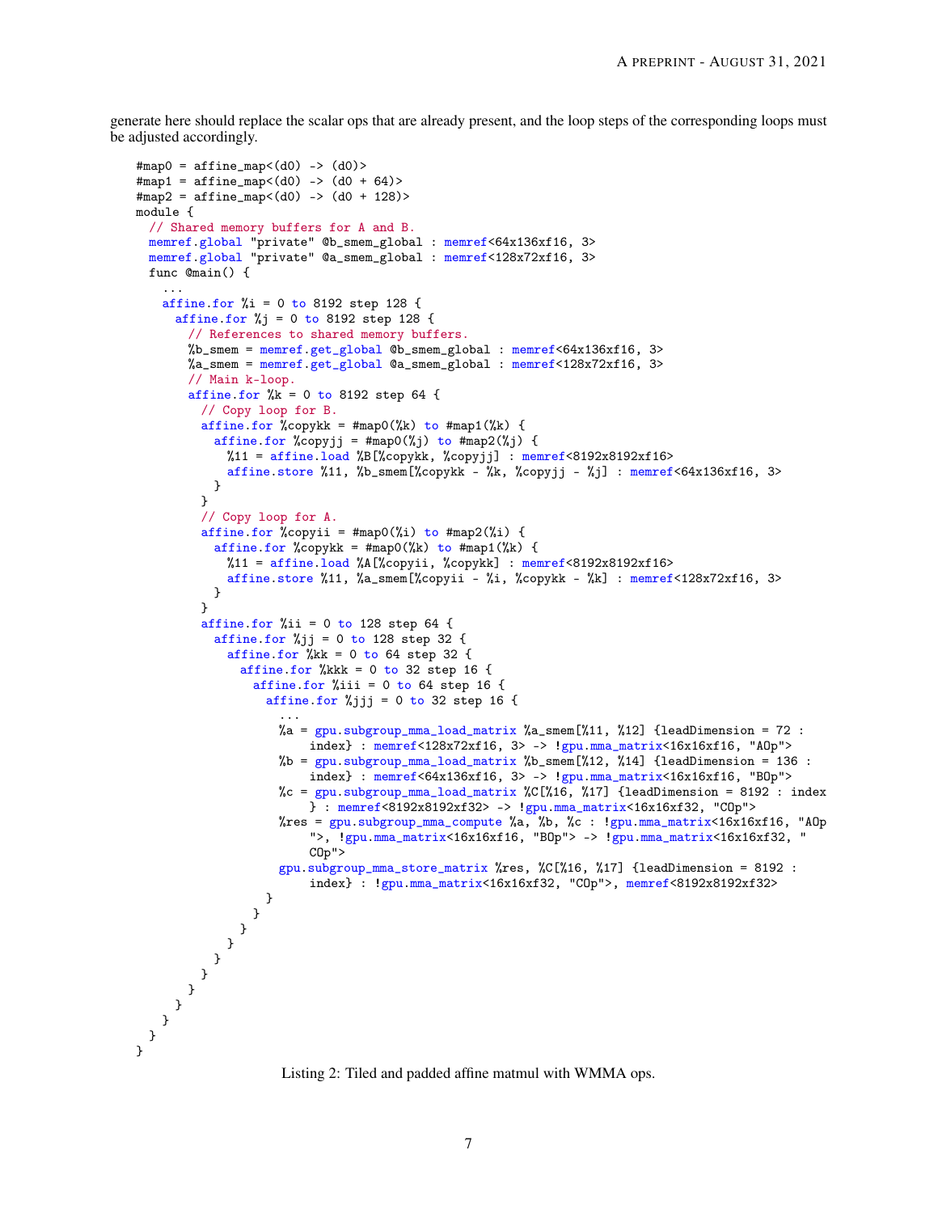generate here should replace the scalar ops that are already present, and the loop steps of the corresponding loops must be adjusted accordingly.

```
#map0 = affine_map<(d0) -> (d0)>
#map1 = affine_map<(d0) -> (d0 + 64)>
#map2 = affine_map<(d0) -> (d0 + 128)>
module {
  // Shared memory buffers for A and B.
  memref.global "private" @b_smem_global : memref<64x136xf16, 3>
  memref.global "private" @a_smem_global : memref<128x72xf16, 3>
  func @main() {
    ...
    affine.for %i = 0 to 8192 step 128 {
      affine.for %j = 0 to 8192 step 128 {
        // References to shared memory buffers.
        %b_smem = memref.get_global @b_smem_global : memref<64x136xf16, 3>
        %a_smem = memref.get_global @a_smem_global : memref<128x72xf16, 3>
        // Main k-loop.
        affine.for %k = 0 to 8192 step 64 {
          // Copy loop for B.
          affine.for %copykk = #map0(%k) to #map1(%k) {
            affine.for %copyjj = #map0(%j) to #map2(%j) {
              %11 = affine.load %B[%copykk, %copyjj] : memref<8192x8192xf16>
              affine.store %11, %b_smem[%copykk - %k, %copyjj - %j] : memref<64x136xf16, 3>
            }
          }
          // Copy loop for A.
          affine.for %copyii = #map0(%i) to #map2(%i) {
            affine.for %copykk = #map0(%k) to #map1(%k) {
              %11 = affine.load %A[%copyii, %copykk] : memref<8192x8192xf16>
              affine.store %11, %a_smem[%copyii - %i, %copykk - %k] : memref<128x72xf16, 3>
            }
          }
          affine.for %ii = 0 to 128 step 64 {
            affine.for %jj = 0 to 128 step 32 {
              affine.for %kk = 0 to 64 step 32 {
                affine.for %kkk = 0 to 32 step 16 {
                  affine.for %iii = 0 to 64 step 16 {
                    affine.for %jjj = 0 to 32 step 16 {
                      ...
                      %a = gpu.subgroup_mma_load_matrix %a_smem[%11, %12] {leadDimension = 72 :
                           index} : memref<128x72xf16, 3> -> !gpu.mma_matrix<16x16xf16, "AOp">
                      %b = gpu.subgroup_mma_load_matrix %b_smem[%12, %14] {leadDimension = 136 :
                           index} : memref<64x136xf16, 3> -> !gpu.mma_matrix<16x16xf16, "BOp">
                      %c = gpu.subgroup_mma_load_matrix %C[%16, %17] {leadDimension = 8192 : index
                           } : memref<8192x8192xf32> -> !gpu.mma_matrix<16x16xf32, "COp">
                      %res = gpu.subgroup_mma_compute %a, %b, %c : !gpu.mma_matrix<16x16xf16, "AOp
                           ">, !gpu.mma_matrix<16x16xf16, "BOp"> -> !gpu.mma_matrix<16x16xf32, "
                           COp">
                      gpu.subgroup_mma_store_matrix %res, %C[%16, %17] {leadDimension = 8192 :
                           index} : !gpu.mma_matrix<16x16xf32, "COp">, memref<8192x8192xf32>
                    }
                  }
                }
              }
            }
          }
        }
      }
    }
  }
}
```

Listing 2: Tiled and padded affine matmul with WMMA ops.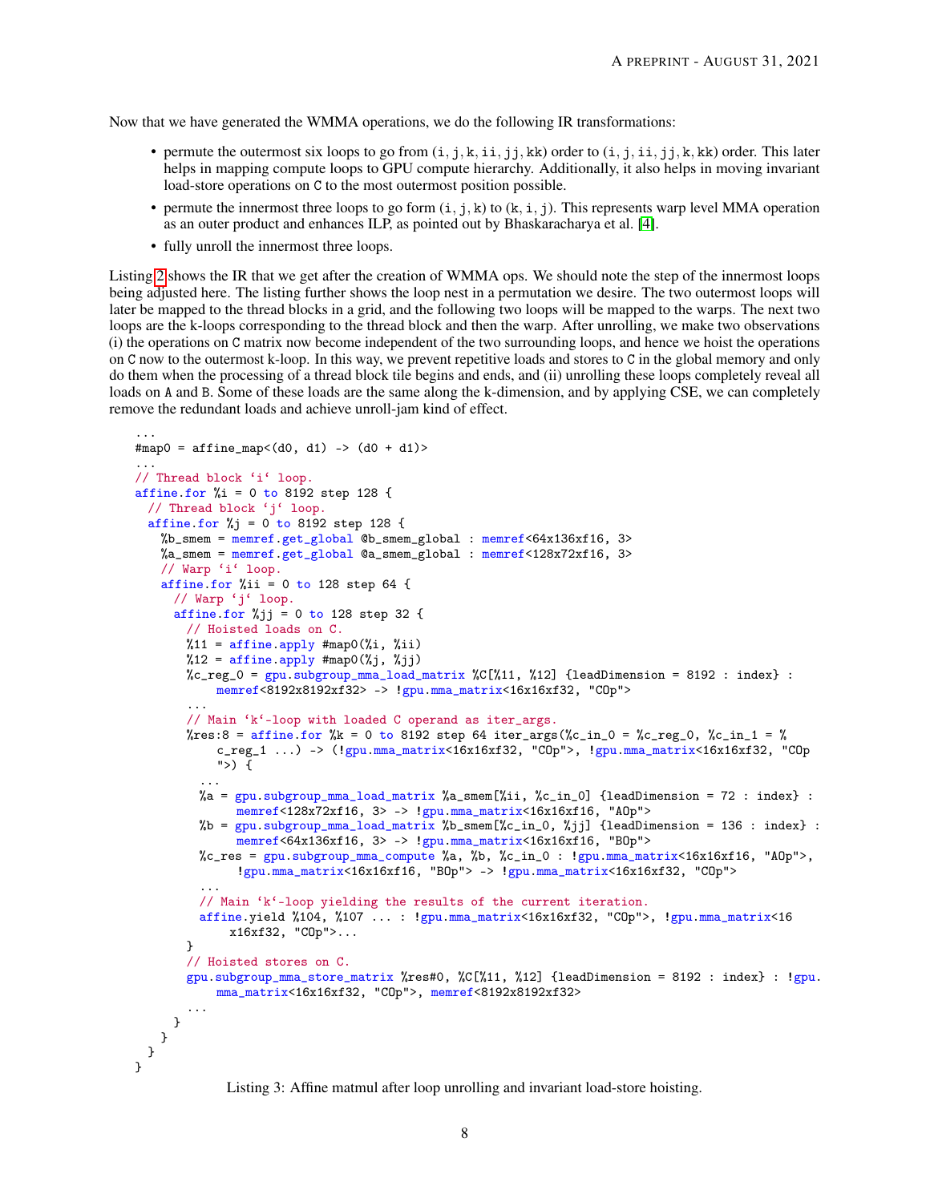Now that we have generated the WMMA operations, we do the following IR transformations:

- permute the outermost six loops to go from (i, j, k, ii, jj, kk) order to (i, j, ii, jj, k, kk) order. This later helps in mapping compute loops to GPU compute hierarchy. Additionally, it also helps in moving invariant load-store operations on C to the most outermost position possible.
- permute the innermost three loops to go form (i, j, k) to (k, i, j). This represents warp level MMA operation as an outer product and enhances ILP, as pointed out by Bhaskaracharya et al. [4].
- fully unroll the innermost three loops.

Listing 2 shows the IR that we get after the creation of WMMA ops. We should note the step of the innermost loops being adjusted here. The listing further shows the loop nest in a permutation we desire. The two outermost loops will later be mapped to the thread blocks in a grid, and the following two loops will be mapped to the warps. The next two loops are the k-loops corresponding to the thread block and then the warp. After unrolling, we make two observations (i) the operations on C matrix now become independent of the two surrounding loops, and hence we hoist the operations on C now to the outermost k-loop. In this way, we prevent repetitive loads and stores to C in the global memory and only do them when the processing of a thread block tile begins and ends, and (ii) unrolling these loops completely reveal all loads on A and B. Some of these loads are the same along the k-dimension, and by applying CSE, we can completely remove the redundant loads and achieve unroll-jam kind of effect.

```
...
#map0 = affine_map<(d0, d1) -> (d0 + d1)>
...
// Thread block ‘i‘ loop.
affine.for %i = 0 to 8192 step 128 {
  // Thread block ‘j‘ loop.
  affine.for %j = 0 to 8192 step 128 {
    %b_smem = memref.get_global @b_smem_global : memref<64x136xf16, 3>
    %a_smem = memref.get_global @a_smem_global : memref<128x72xf16, 3>
    // Warp ‘i‘ loop.
    affine.for %ii = 0 to 128 step 64 {
      // Warp ‘j‘ loop.
      affine.for %jj = 0 to 128 step 32 {
        // Hoisted loads on C.
        %11 = affine.apply #map0(%i, %ii)
        %12 = affine.apply #map0(%j, %jj)
        %c_reg_0 = gpu.subgroup_mma_load_matrix %C[%11, %12] {leadDimension = 8192 : index} :
            memref<8192x8192xf32> -> !gpu.mma_matrix<16x16xf32, "COp">
        ...
        // Main ‘k‘-loop with loaded C operand as iter_args.
        %res:8 = affine.for %k = 0 to 8192 step 64 iter_args(%c_in_0 = %c_reg_0, %c_in_1 = %
            c_reg_1 ...) -> (!gpu.mma_matrix<16x16xf32, "COp">, !gpu.mma_matrix<16x16xf32, "COp
            ">) {
          ...
          %a = gpu.subgroup_mma_load_matrix %a_smem[%ii, %c_in_0] {leadDimension = 72 : index} :
              memref<128x72xf16, 3> -> !gpu.mma_matrix<16x16xf16, "AOp">
          %b = gpu.subgroup_mma_load_matrix %b_smem[%c_in_0, %jj] {leadDimension = 136 : index} :
              memref<64x136xf16, 3> -> !gpu.mma_matrix<16x16xf16, "BOp">
          %c_res = gpu.subgroup_mma_compute %a, %b, %c_in_0 : !gpu.mma_matrix<16x16xf16, "AOp">,
               !gpu.mma_matrix<16x16xf16, "BOp"> -> !gpu.mma_matrix<16x16xf32, "COp">
          ...
          // Main ‘k‘-loop yielding the results of the current iteration.
          affine.yield %104, %107 ... : !gpu.mma_matrix<16x16xf32, "COp">, !gpu.mma_matrix<16
              x16xf32, "COp">...
        }
        // Hoisted stores on C.
        gpu.subgroup_mma_store_matrix %res#0, %C[%11, %12] {leadDimension = 8192 : index} : !gpu.
            mma_matrix<16x16xf32, "COp">, memref<8192x8192xf32>
        ...
      }
    }
  }
}
```

Listing 3: Affine matmul after loop unrolling and invariant load-store hoisting.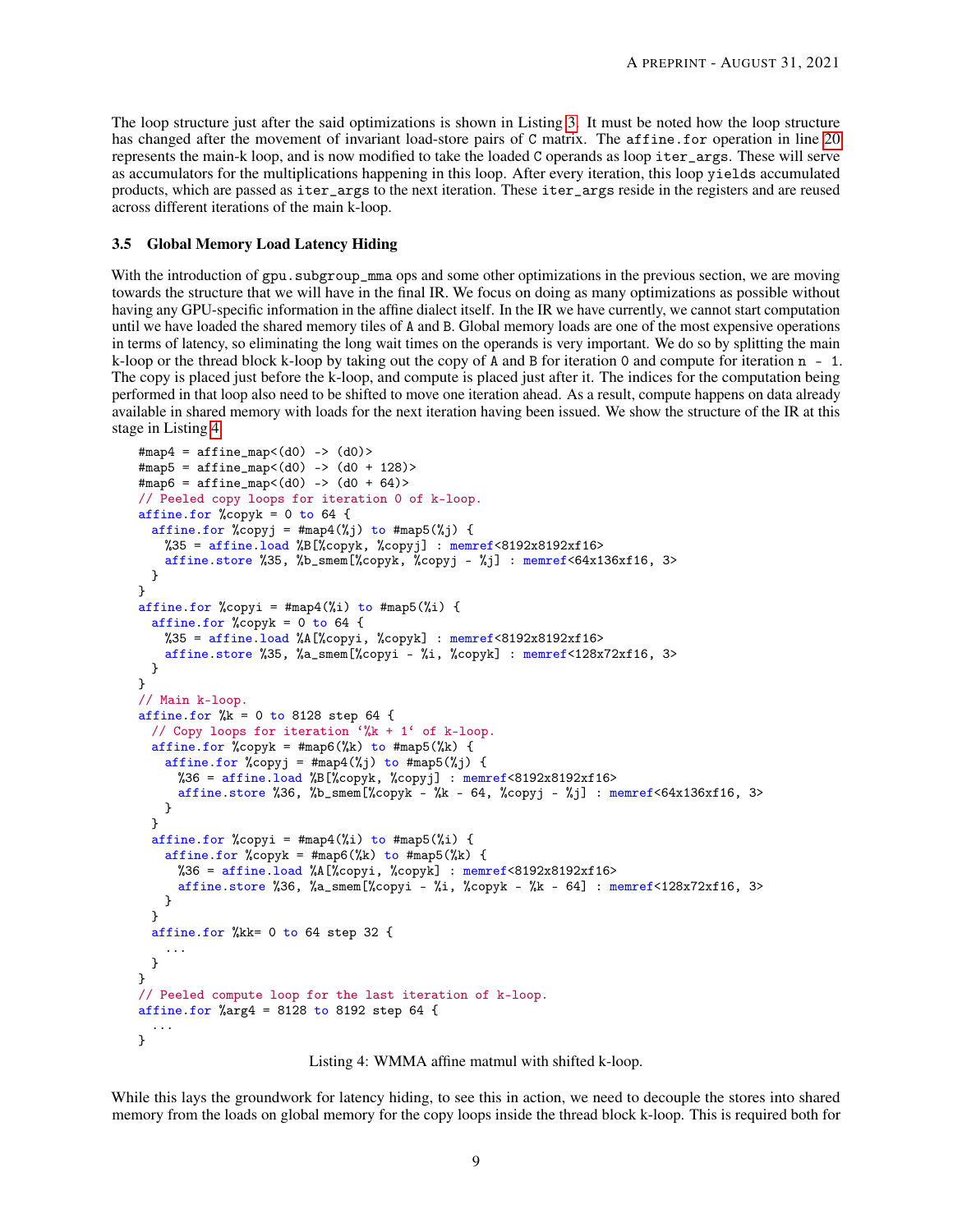The loop structure just after the said optimizations is shown in Listing 3. It must be noted how the loop structure has changed after the movement of invariant load-store pairs of C matrix. The `affine.for` operation in line 20 represents the main-k loop, and is now modified to take the loaded C operands as loop `iter_args`. These will serve as accumulators for the multiplications happening in this loop. After every iteration, this loop `yield`s accumulated products, which are passed as `iter_args` to the next iteration. These `iter_args` reside in the registers and are reused across different iterations of the main k-loop.

### 3.5 Global Memory Load Latency Hiding

With the introduction of `gpu.subgroup_mma` ops and some other optimizations in the previous section, we are moving towards the structure that we will have in the final IR. We focus on doing as many optimizations as possible without having any GPU-specific information in the affine dialect itself. In the IR we have currently, we cannot start computation until we have loaded the shared memory tiles of A and B. Global memory loads are one of the most expensive operations in terms of latency, so eliminating the long wait times on the operands is very important. We do so by splitting the main k-loop or the thread block k-loop by taking out the copy of A and B for iteration 0 and compute for iteration `n - 1`. The copy is placed just before the k-loop, and compute is placed just after it. The indices for the computation being performed in that loop also need to be shifted to move one iteration ahead. As a result, compute happens on data already available in shared memory with loads for the next iteration having been issued. We show the structure of the IR at this stage in Listing 4.

```
#map4 = affine_map<(d0) -> (d0)>
#map5 = affine_map<(d0) -> (d0 + 128)>
#map6 = affine_map<(d0) -> (d0 + 64)>
// Peeled copy loops for iteration 0 of k-loop.
affine.for %copyk = 0 to 64 {
  affine.for %copyj = #map4(%j) to #map5(%j) {
    %35 = affine.load %B[%copyk, %copyj] : memref<8192x8192xf16>
    affine.store %35, %b_smem[%copyk, %copyj - %j] : memref<64x136xf16, 3>
  }
}
affine.for %copyi = #map4(%i) to #map5(%i) {
  affine.for %copyk = 0 to 64 {
    %35 = affine.load %A[%copyi, %copyk] : memref<8192x8192xf16>
    affine.store %35, %a_smem[%copyi - %i, %copyk] : memref<128x72xf16, 3>
  }
}
// Main k-loop.
affine.for %k = 0 to 8128 step 64 {
  // Copy loops for iteration '%k + 1' of k-loop.
  affine.for %copyk = #map6(%k) to #map5(%k) {
    affine.for %copyj = #map4(%j) to #map5(%j) {
      %36 = affine.load %B[%copyk, %copyj] : memref<8192x8192xf16>
      affine.store %36, %b_smem[%copyk - %k - 64, %copyj - %j] : memref<64x136xf16, 3>
    }
  }
  affine.for %copyi = #map4(%i) to #map5(%i) {
    affine.for %copyk = #map6(%k) to #map5(%k) {
      %36 = affine.load %A[%copyi, %copyk] : memref<8192x8192xf16>
      affine.store %36, %a_smem[%copyi - %i, %copyk - %k - 64] : memref<128x72xf16, 3>
    }
  }
  affine.for %kk= 0 to 64 step 32 {
    ...
  }
}
// Peeled compute loop for the last iteration of k-loop.
affine.for %arg4 = 8128 to 8192 step 64 {
  ...
}
```

Listing 4: WMMA affine matmul with shifted k-loop.

While this lays the groundwork for latency hiding, to see this in action, we need to decouple the stores into shared memory from the loads on global memory for the copy loops inside the thread block k-loop. This is required both for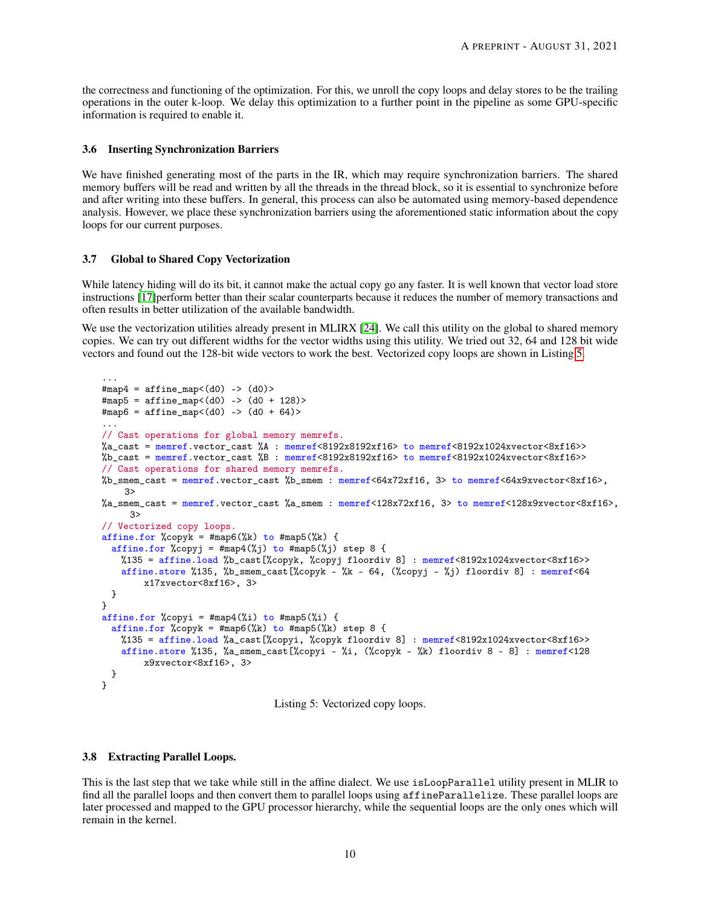the correctness and functioning of the optimization. For this, we unroll the copy loops and delay stores to be the trailing operations in the outer k-loop. We delay this optimization to a further point in the pipeline as some GPU-specific information is required to enable it.

### 3.6 Inserting Synchronization Barriers

We have finished generating most of the parts in the IR, which may require synchronization barriers. The shared memory buffers will be read and written by all the threads in the thread block, so it is essential to synchronize before and after writing into these buffers. In general, this process can also be automated using memory-based dependence analysis. However, we place these synchronization barriers using the aforementioned static information about the copy loops for our current purposes.

### 3.7 Global to Shared Copy Vectorization

While latency hiding will do its bit, it cannot make the actual copy go any faster. It is well known that vector load store instructions [17]perform better than their scalar counterparts because it reduces the number of memory transactions and often results in better utilization of the available bandwidth.

We use the vectorization utilities already present in MLIRX [24]. We call this utility on the global to shared memory copies. We can try out different widths for the vector widths using this utility. We tried out 32, 64 and 128 bit wide vectors and found out the 128-bit wide vectors to work the best. Vectorized copy loops are shown in Listing 5.

```
...
#map4 = affine_map<(d0) -> (d0)>
#map5 = affine_map<(d0) -> (d0 + 128)>
#map6 = affine_map<(d0) -> (d0 + 64)>
...
// Cast operations for global memory memrefs.
%a_cast = memref.vector_cast %A : memref<8192x8192xf16> to memref<8192x1024xvector<8xf16>>
%b_cast = memref.vector_cast %B : memref<8192x8192xf16> to memref<8192x1024xvector<8xf16>>
// Cast operations for shared memory memrefs.
%b_smem_cast = memref.vector_cast %b_smem : memref<64x72xf16, 3> to memref<64x9xvector<8xf16>,
    3>
%a_smem_cast = memref.vector_cast %a_smem : memref<128x72xf16, 3> to memref<128x9xvector<8xf16>,
    3>
// Vectorized copy loops.
affine.for %copyk = #map6(%k) to #map5(%k) {
  affine.for %copyj = #map4(%j) to #map5(%j) step 8 {
    %135 = affine.load %b_cast[%copyk, %copyj floordiv 8] : memref<8192x1024xvector<8xf16>>
    affine.store %135, %b_smem_cast[%copyk - %k - 64, (%copyj - %j) floordiv 8] : memref<64
        x17xvector<8xf16>, 3>
  }
}
affine.for %copyi = #map4(%i) to #map5(%i) {
  affine.for %copyk = #map6(%k) to #map5(%k) step 8 {
    %135 = affine.load %a_cast[%copyi, %copyk floordiv 8] : memref<8192x1024xvector<8xf16>>
    affine.store %135, %a_smem_cast[%copyi - %i, (%copyk - %k) floordiv 8 - 8] : memref<128
        x9xvector<8xf16>, 3>
  }
}
```

Listing 5: Vectorized copy loops.

### 3.8 Extracting Parallel Loops.

This is the last step that we take while still in the affine dialect. We use `isLoopParallel` utility present in MLIR to find all the parallel loops and then convert them to parallel loops using `affineParallelize`. These parallel loops are later processed and mapped to the GPU processor hierarchy, while the sequential loops are the only ones which will remain in the kernel.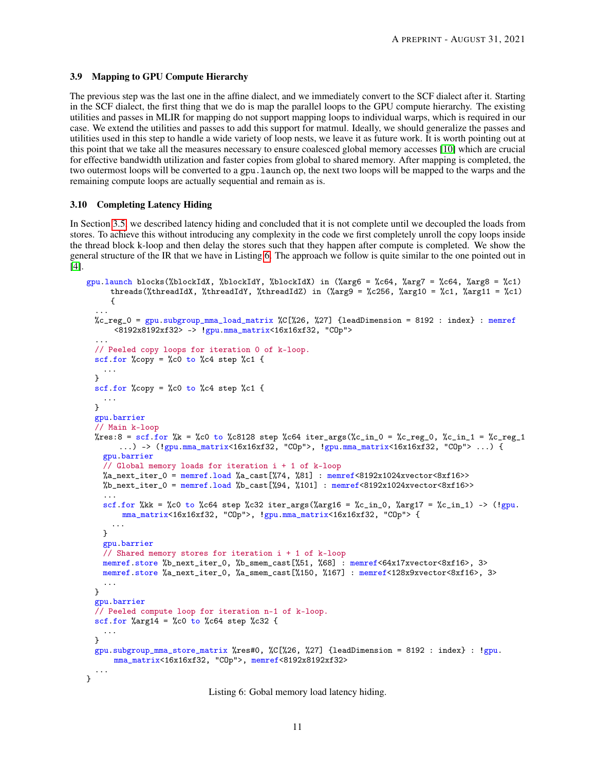### 3.9 Mapping to GPU Compute Hierarchy

The previous step was the last one in the affine dialect, and we immediately convert to the SCF dialect after it. Starting in the SCF dialect, the first thing that we do is map the parallel loops to the GPU compute hierarchy. The existing utilities and passes in MLIR for mapping do not support mapping loops to individual warps, which is required in our case. We extend the utilities and passes to add this support for matmul. Ideally, we should generalize the passes and utilities used in this step to handle a wide variety of loop nests, we leave it as future work. It is worth pointing out at this point that we take all the measures necessary to ensure coalesced global memory accesses [10] which are crucial for effective bandwidth utilization and faster copies from global to shared memory. After mapping is completed, the two outermost loops will be converted to a `gpu.launch` op, the next two loops will be mapped to the warps and the remaining compute loops are actually sequential and remain as is.

### 3.10 Completing Latency Hiding

In Section 3.5 we described latency hiding and concluded that it is not complete until we decoupled the loads from stores. To achieve this without introducing any complexity in the code we first completely unroll the copy loops inside the thread block k-loop and then delay the stores such that they happen after compute is completed. We show the general structure of the IR that we have in Listing 6. The approach we follow is quite similar to the one pointed out in [4].

```
gpu.launch blocks(%blockIdX, %blockIdY, %blockIdX) in (%arg6 = %c64, %arg7 = %c64, %arg8 = %c1)
      threads(%threadIdX, %threadIdY, %threadIdZ) in (%arg9 = %c256, %arg10 = %c1, %arg11 = %c1)
      {
  ...
  %c_reg_0 = gpu.subgroup_mma_load_matrix %C[%26, %27] {leadDimension = 8192 : index} : memref
       <8192x8192xf32> -> !gpu.mma_matrix<16x16xf32, "COp">
  ...
  // Peeled copy loops for iteration 0 of k-loop.
  scf.for %copy = %c0 to %c4 step %c1 {
    ...
  }
  scf.for %copy = %c0 to %c4 step %c1 {
    ...
  }
  gpu.barrier
  // Main k-loop
  %res:8 = scf.for %k = %c0 to %c8128 step %c64 iter_args(%c_in_0 = %c_reg_0, %c_in_1 = %c_reg_1
        ...) -> (!gpu.mma_matrix<16x16xf32, "COp">, !gpu.mma_matrix<16x16xf32, "COp"> ...) {
    gpu.barrier
    // Global memory loads for iteration i + 1 of k-loop
    %a_next_iter_0 = memref.load %a_cast[%74, %81] : memref<8192x1024xvector<8xf16>>
    %b_next_iter_0 = memref.load %b_cast[%94, %101] : memref<8192x1024xvector<8xf16>>
    ...
    scf.for %kk = %c0 to %c64 step %c32 iter_args(%arg16 = %c_in_0, %arg17 = %c_in_1) -> (!gpu.
        mma_matrix<16x16xf32, "COp">, !gpu.mma_matrix<16x16xf32, "COp"> {
      ...
    }
    gpu.barrier
    // Shared memory stores for iteration i + 1 of k-loop
    memref.store %b_next_iter_0, %b_smem_cast[%51, %68] : memref<64x17xvector<8xf16>, 3>
    memref.store %a_next_iter_0, %a_smem_cast[%150, %167] : memref<128x9xvector<8xf16>, 3>
    ...
  }
  gpu.barrier
  // Peeled compute loop for iteration n-1 of k-loop.
  scf.for %arg14 = %c0 to %c64 step %c32 {
    ...
  }
  gpu.subgroup_mma_store_matrix %res#0, %C[%26, %27] {leadDimension = 8192 : index} : !gpu.
      mma_matrix<16x16xf32, "COp">, memref<8192x8192xf32>
  ...
}
```

Listing 6: Gobal memory load latency hiding.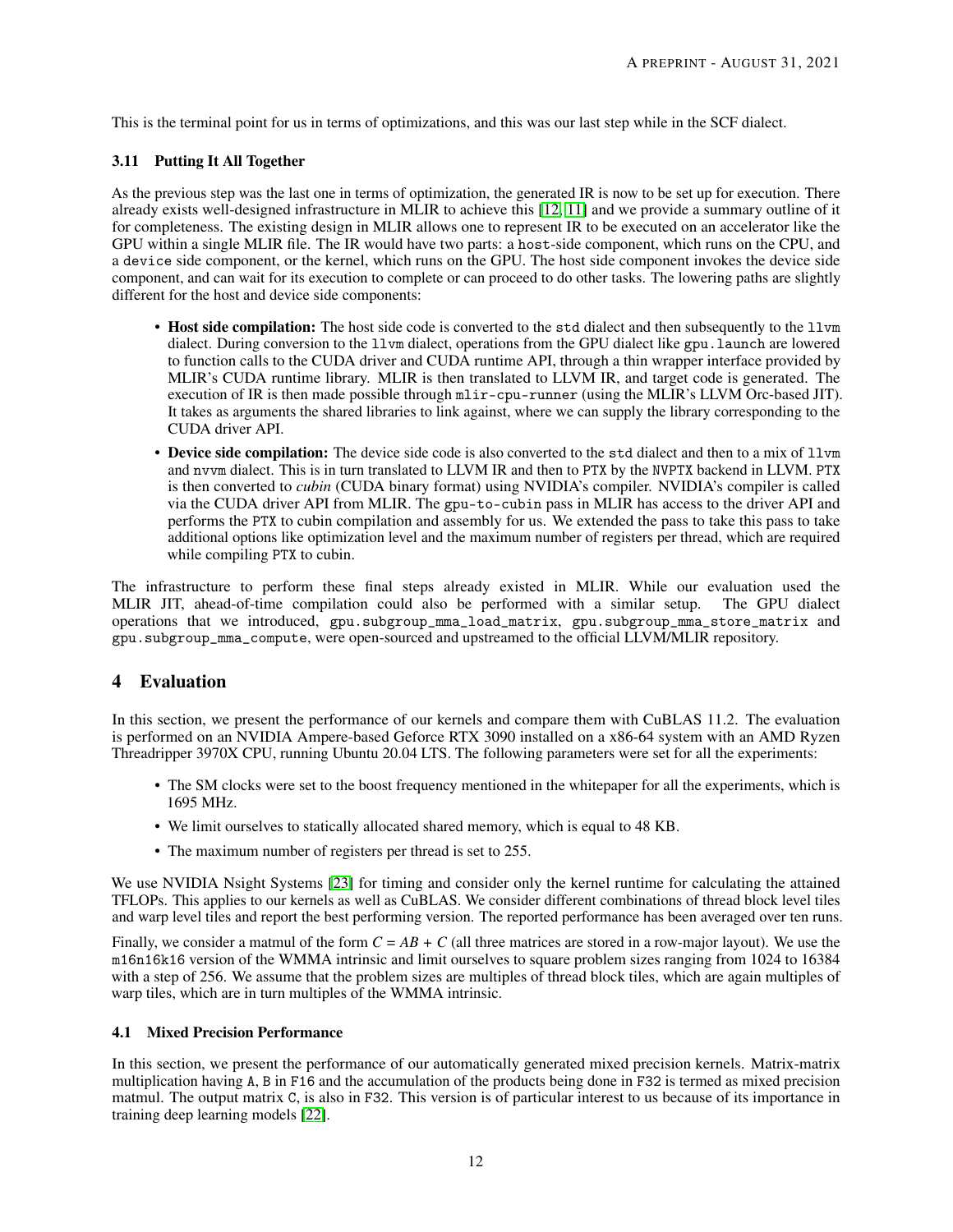This is the terminal point for us in terms of optimizations, and this was our last step while in the SCF dialect.

### 3.11 Putting It All Together

As the previous step was the last one in terms of optimization, the generated IR is now to be set up for execution. There already exists well-designed infrastructure in MLIR to achieve this [12, 11] and we provide a summary outline of it for completeness. The existing design in MLIR allows one to represent IR to be executed on an accelerator like the GPU within a single MLIR file. The IR would have two parts: a `host`-side component, which runs on the CPU, and a `device` side component, or the kernel, which runs on the GPU. The host side component invokes the device side component, and can wait for its execution to complete or can proceed to do other tasks. The lowering paths are slightly different for the host and device side components:

- **Host side compilation:** The host side code is converted to the `std` dialect and then subsequently to the `llvm` dialect. During conversion to the `llvm` dialect, operations from the GPU dialect like `gpu.launch` are lowered to function calls to the CUDA driver and CUDA runtime API, through a thin wrapper interface provided by MLIR's CUDA runtime library. MLIR is then translated to LLVM IR, and target code is generated. The execution of IR is then made possible through `mlir-cpu-runner` (using the MLIR's LLVM Orc-based JIT). It takes as arguments the shared libraries to link against, where we can supply the library corresponding to the CUDA driver API.
- **Device side compilation:** The device side code is also converted to the `std` dialect and then to a mix of `llvm` and `nvvm` dialect. This is in turn translated to LLVM IR and then to `PTX` by the `NVPTX` backend in LLVM. `PTX` is then converted to *cubin* (CUDA binary format) using NVIDIA's compiler. NVIDIA's compiler is called via the CUDA driver API from MLIR. The `gpu-to-cubin` pass in MLIR has access to the driver API and performs the `PTX` to cubin compilation and assembly for us. We extended the pass to take this pass to take additional options like optimization level and the maximum number of registers per thread, which are required while compiling `PTX` to cubin.

The infrastructure to perform these final steps already existed in MLIR. While our evaluation used the MLIR JIT, ahead-of-time compilation could also be performed with a similar setup. The GPU dialect operations that we introduced, `gpu.subgroup_mma_load_matrix`, `gpu.subgroup_mma_store_matrix` and `gpu.subgroup_mma_compute`, were open-sourced and upstreamed to the official LLVM/MLIR repository.

## 4 Evaluation

In this section, we present the performance of our kernels and compare them with CuBLAS 11.2. The evaluation is performed on an NVIDIA Ampere-based Geforce RTX 3090 installed on a x86-64 system with an AMD Ryzen Threadripper 3970X CPU, running Ubuntu 20.04 LTS. The following parameters were set for all the experiments:

- The SM clocks were set to the boost frequency mentioned in the whitepaper for all the experiments, which is 1695 MHz.
- We limit ourselves to statically allocated shared memory, which is equal to 48 KB.
- The maximum number of registers per thread is set to 255.

We use NVIDIA Nsight Systems [23] for timing and consider only the kernel runtime for calculating the attained TFLOPs. This applies to our kernels as well as CuBLAS. We consider different combinations of thread block level tiles and warp level tiles and report the best performing version. The reported performance has been averaged over ten runs.

Finally, we consider a matmul of the form $C = AB + C$ (all three matrices are stored in a row-major layout). We use the `m16n16k16` version of the WMMA intrinsic and limit ourselves to square problem sizes ranging from 1024 to 16384 with a step of 256. We assume that the problem sizes are multiples of thread block tiles, which are again multiples of warp tiles, which are in turn multiples of the WMMA intrinsic.

### 4.1 Mixed Precision Performance

In this section, we present the performance of our automatically generated mixed precision kernels. Matrix-matrix multiplication having `A`, `B` in `F16` and the accumulation of the products being done in `F32` is termed as mixed precision matmul. The output matrix `C`, is also in `F32`. This version is of particular interest to us because of its importance in training deep learning models [22].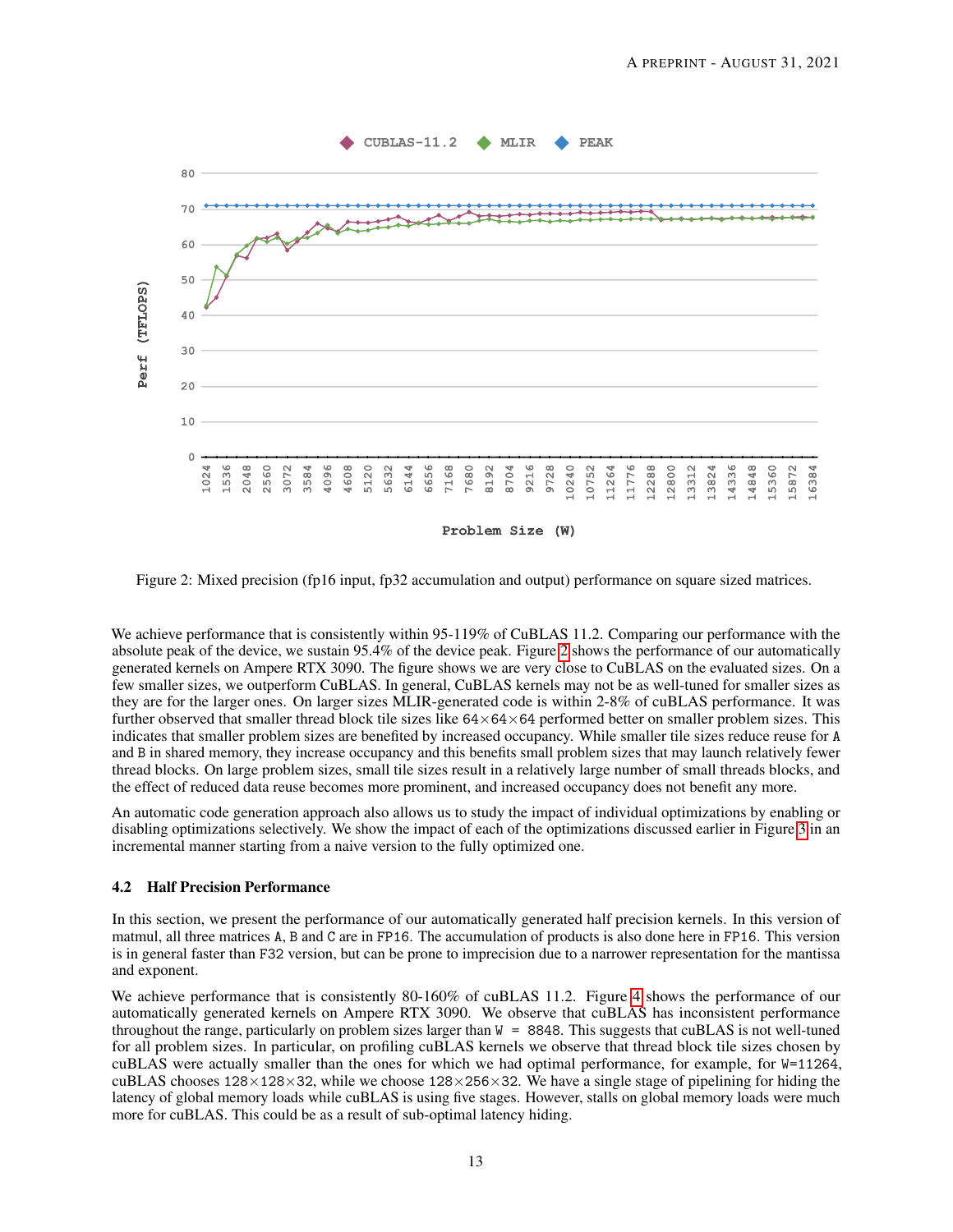CUBLAS-11.2 MLIR PEAK

Perf (TFLOPS)

80
70
60
50
40
30
20
10
0

1024 1536 2048 2560 3072 3584 4096 4608 5120 5632 6144 6656 7168 7680 8192 8704 9216 9728 10240 10752 11264 11776 12288 12800 13312 13824 14336 14848 15360 15872 16384

Problem Size (W)

Figure 2: Mixed precision (fp16 input, fp32 accumulation and output) performance on square sized matrices.

We achieve performance that is consistently within 95-119% of CuBLAS 11.2. Comparing our performance with the absolute peak of the device, we sustain 95.4% of the device peak. Figure 2 shows the performance of our automatically generated kernels on Ampere RTX 3090. The figure shows we are very close to CuBLAS on the evaluated sizes. On a few smaller sizes, we outperform CuBLAS. In general, CuBLAS kernels may not be as well-tuned for smaller sizes as they are for the larger ones. On larger sizes MLIR-generated code is within 2-8% of cuBLAS performance. It was further observed that smaller thread block tile sizes like $64 \times 64 \times 64$ performed better on smaller problem sizes. This indicates that smaller problem sizes are benefited by increased occupancy. While smaller tile sizes reduce reuse for `A` and `B` in shared memory, they increase occupancy and this benefits small problem sizes that may launch relatively fewer thread blocks. On large problem sizes, small tile sizes result in a relatively large number of small threads blocks, and the effect of reduced data reuse becomes more prominent, and increased occupancy does not benefit any more.

An automatic code generation approach also allows us to study the impact of individual optimizations by enabling or disabling optimizations selectively. We show the impact of each of the optimizations discussed earlier in Figure 3 in an incremental manner starting from a naive version to the fully optimized one.

### 4.2 Half Precision Performance

In this section, we present the performance of our automatically generated half precision kernels. In this version of matmul, all three matrices `A`, `B` and `C` are in `FP16`. The accumulation of products is also done here in `FP16`. This version is in general faster than `F32` version, but can be prone to imprecision due to a narrower representation for the mantissa and exponent.

We achieve performance that is consistently 80-160% of cuBLAS 11.2. Figure 4 shows the performance of our automatically generated kernels on Ampere RTX 3090. We observe that cuBLAS has inconsistent performance throughout the range, particularly on problem sizes larger than `W = 8848`. This suggests that cuBLAS is not well-tuned for all problem sizes. In particular, on profiling cuBLAS kernels we observe that thread block tile sizes chosen by cuBLAS were actually smaller than the ones for which we had optimal performance, for example, for `W=11264`, cuBLAS chooses $128 \times 128 \times 32$, while we choose $128 \times 256 \times 32$. We have a single stage of pipelining for hiding the latency of global memory loads while cuBLAS is using five stages. However, stalls on global memory loads were much more for cuBLAS. This could be as a result of sub-optimal latency hiding.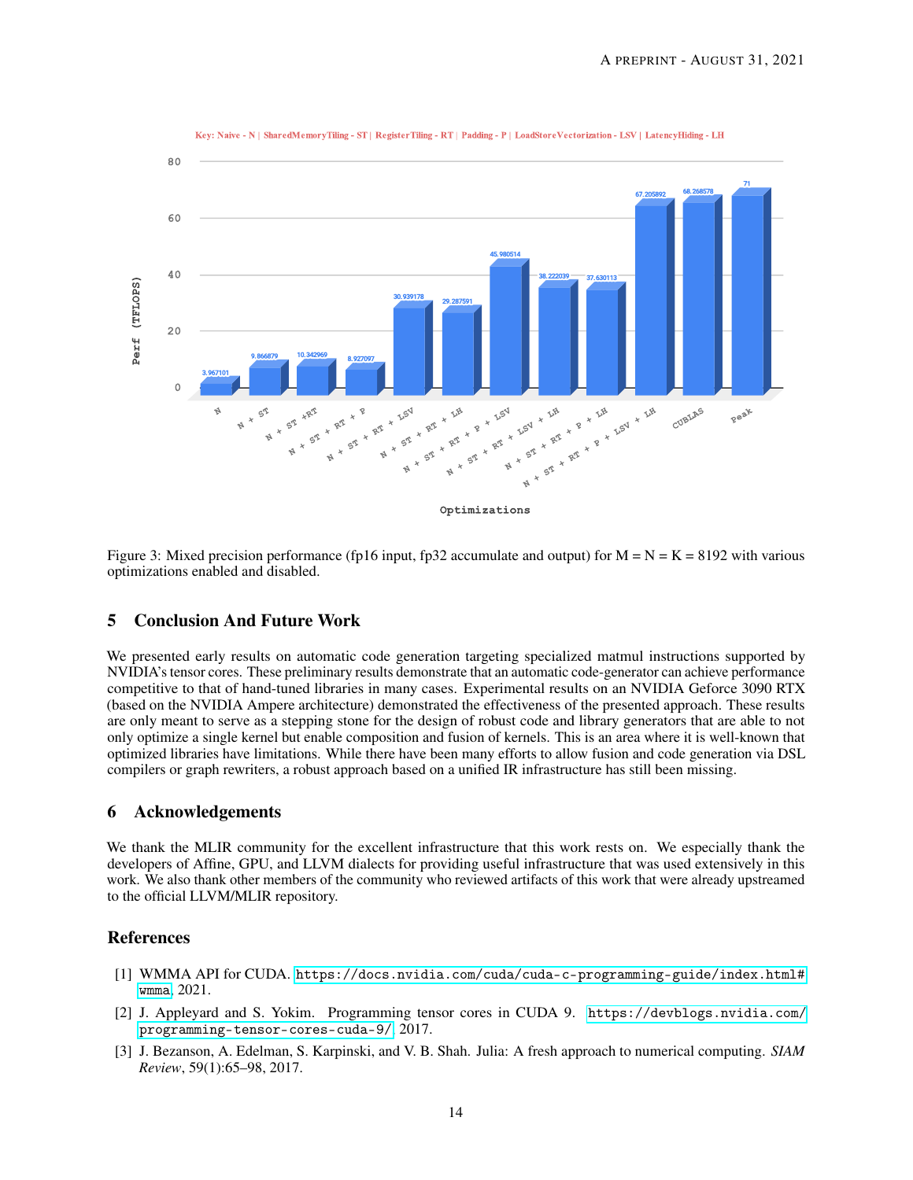Figure 3: Mixed precision performance (fp16 input, fp32 accumulate and output) for M = N = K = 8192 with various optimizations enabled and disabled.

## 5 Conclusion And Future Work

We presented early results on automatic code generation targeting specialized matmul instructions supported by NVIDIA's tensor cores. These preliminary results demonstrate that an automatic code-generator can achieve performance competitive to that of hand-tuned libraries in many cases. Experimental results on an NVIDIA Geforce 3090 RTX (based on the NVIDIA Ampere architecture) demonstrated the effectiveness of the presented approach. These results are only meant to serve as a stepping stone for the design of robust code and library generators that are able to not only optimize a single kernel but enable composition and fusion of kernels. This is an area where it is well-known that optimized libraries have limitations. While there have been many efforts to allow fusion and code generation via DSL compilers or graph rewriters, a robust approach based on a unified IR infrastructure has still been missing.

## 6 Acknowledgements

We thank the MLIR community for the excellent infrastructure that this work rests on. We especially thank the developers of Affine, GPU, and LLVM dialects for providing useful infrastructure that was used extensively in this work. We also thank other members of the community who reviewed artifacts of this work that were already upstreamed to the official LLVM/MLIR repository.

## References

[1] WMMA API for CUDA. https://docs.nvidia.com/cuda/cuda-c-programming-guide/index.html#wmma, 2021.

[2] J. Appleyard and S. Yokim. Programming tensor cores in CUDA 9. https://devblogs.nvidia.com/programming-tensor-cores-cuda-9/, 2017.

[3] J. Bezanson, A. Edelman, S. Karpinski, and V. B. Shah. Julia: A fresh approach to numerical computing. *SIAM Review*, 59(1):65–98, 2017.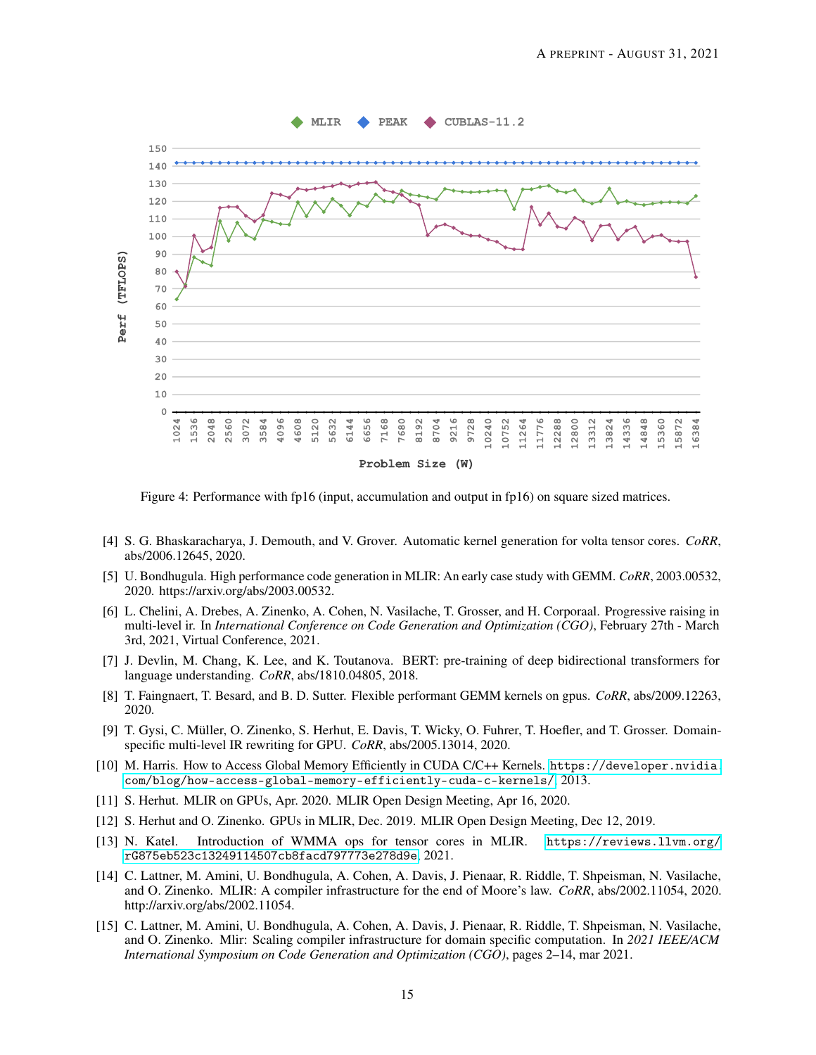MLIR PEAK CUBLAS-11.2

Perf (TFLOPS)

150
140
130
120
110
100
90
80
70
60
50
40
30
20
10
0

1024 1536 2048 2560 3072 3584 4096 4608 5120 5632 6144 6656 7168 7680 8192 8704 9216 9728 10240 10752 11264 11776 12288 12800 13312 13824 14336 14848 15360 15872 16384

Problem Size (W)

Figure 4: Performance with fp16 (input, accumulation and output in fp16) on square sized matrices.

[4] S. G. Bhaskaracharya, J. Demouth, and V. Grover. Automatic kernel generation for volta tensor cores. *CoRR*, abs/2006.12645, 2020.

[5] U. Bondhugula. High performance code generation in MLIR: An early case study with GEMM. *CoRR*, 2003.00532, 2020. https://arxiv.org/abs/2003.00532.

[6] L. Chelini, A. Drebes, A. Zinenko, A. Cohen, N. Vasilache, T. Grosser, and H. Corporaal. Progressive raising in multi-level ir. In *International Conference on Code Generation and Optimization (CGO)*, February 27th - March 3rd, 2021, Virtual Conference, 2021.

[7] J. Devlin, M. Chang, K. Lee, and K. Toutanova. BERT: pre-training of deep bidirectional transformers for language understanding. *CoRR*, abs/1810.04805, 2018.

[8] T. Faingnaert, T. Besard, and B. D. Sutter. Flexible performant GEMM kernels on gpus. *CoRR*, abs/2009.12263, 2020.

[9] T. Gysi, C. Müller, O. Zinenko, S. Herhut, E. Davis, T. Wicky, O. Fuhrer, T. Hoefler, and T. Grosser. Domain-specific multi-level IR rewriting for GPU. *CoRR*, abs/2005.13014, 2020.

[10] M. Harris. How to Access Global Memory Efficiently in CUDA C/C++ Kernels. https://developer.nvidia.com/blog/how-access-global-memory-efficiently-cuda-c-kernels/, 2013.

[11] S. Herhut. MLIR on GPUs, Apr. 2020. MLIR Open Design Meeting, Apr 16, 2020.

[12] S. Herhut and O. Zinenko. GPUs in MLIR, Dec. 2019. MLIR Open Design Meeting, Dec 12, 2019.

[13] N. Katel. Introduction of WMMA ops for tensor cores in MLIR. https://reviews.llvm.org/rG875eb523c13249114507cb8facd797773e278d9e, 2021.

[14] C. Lattner, M. Amini, U. Bondhugula, A. Cohen, A. Davis, J. Pienaar, R. Riddle, T. Shpeisman, N. Vasilache, and O. Zinenko. MLIR: A compiler infrastructure for the end of Moore's law. *CoRR*, abs/2002.11054, 2020. http://arxiv.org/abs/2002.11054.

[15] C. Lattner, M. Amini, U. Bondhugula, A. Cohen, A. Davis, J. Pienaar, R. Riddle, T. Shpeisman, N. Vasilache, and O. Zinenko. Mlir: Scaling compiler infrastructure for domain specific computation. In *2021 IEEE/ACM International Symposium on Code Generation and Optimization (CGO)*, pages 2–14, mar 2021.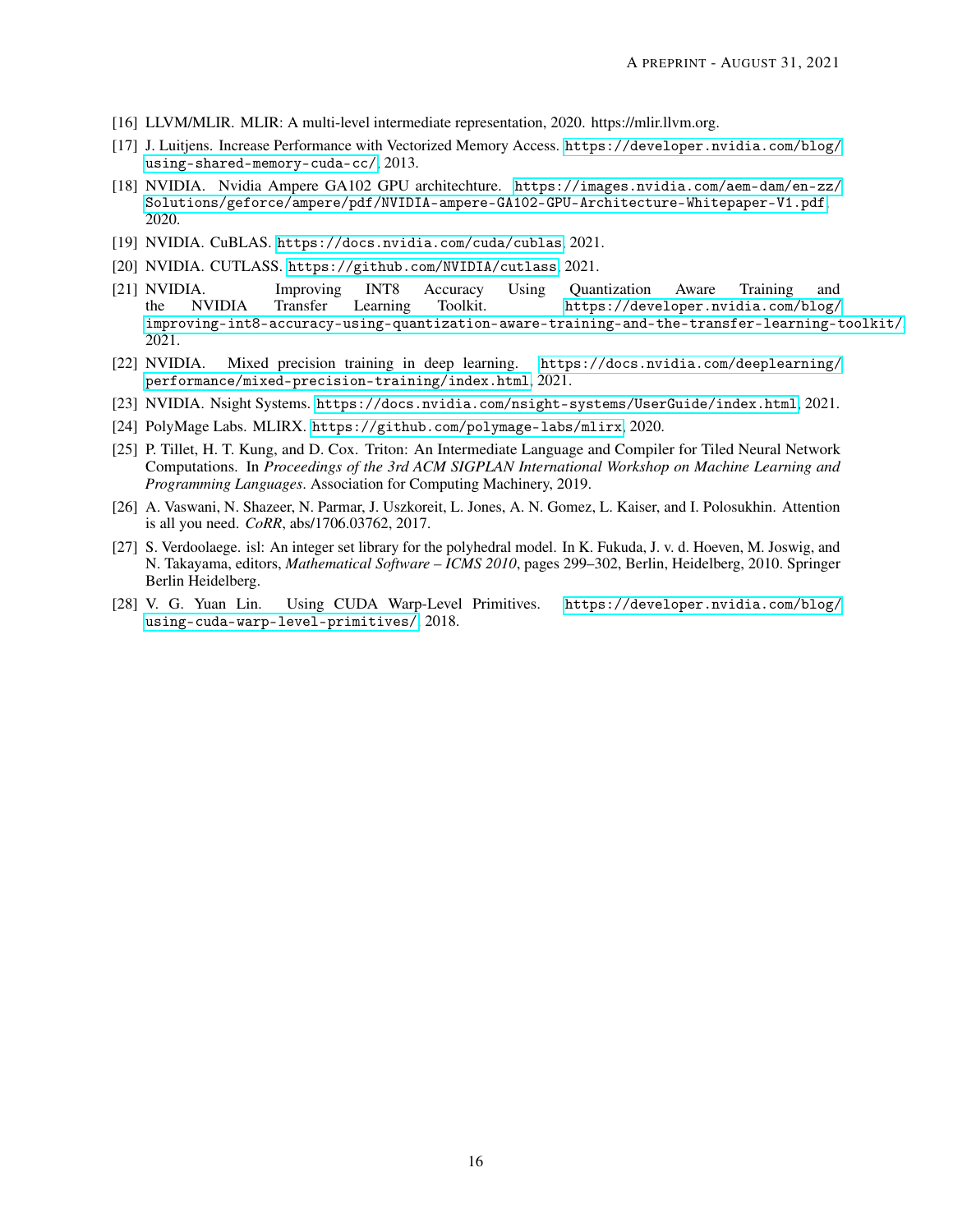[16] LLVM/MLIR. MLIR: A multi-level intermediate representation, 2020. https://mlir.llvm.org.

[17] J. Luitjens. Increase Performance with Vectorized Memory Access. https://developer.nvidia.com/blog/using-shared-memory-cuda-cc/, 2013.

[18] NVIDIA. Nvidia Ampere GA102 GPU architechture. https://images.nvidia.com/aem-dam/en-zz/Solutions/geforce/ampere/pdf/NVIDIA-ampere-GA102-GPU-Architecture-Whitepaper-V1.pdf, 2020.

[19] NVIDIA. CuBLAS. https://docs.nvidia.com/cuda/cublas, 2021.

[20] NVIDIA. CUTLASS. https://github.com/NVIDIA/cutlass, 2021.

[21] NVIDIA. Improving INT8 Accuracy Using Quantization Aware Training and the NVIDIA Transfer Learning Toolkit. https://developer.nvidia.com/blog/improving-int8-accuracy-using-quantization-aware-training-and-the-transfer-learning-toolkit/, 2021.

[22] NVIDIA. Mixed precision training in deep learning. https://docs.nvidia.com/deeplearning/performance/mixed-precision-training/index.html, 2021.

[23] NVIDIA. Nsight Systems. https://docs.nvidia.com/nsight-systems/UserGuide/index.html, 2021.

[24] PolyMage Labs. MLIRX. https://github.com/polymage-labs/mlirx, 2020.

[25] P. Tillet, H. T. Kung, and D. Cox. Triton: An Intermediate Language and Compiler for Tiled Neural Network Computations. In *Proceedings of the 3rd ACM SIGPLAN International Workshop on Machine Learning and Programming Languages*. Association for Computing Machinery, 2019.

[26] A. Vaswani, N. Shazeer, N. Parmar, J. Uszkoreit, L. Jones, A. N. Gomez, L. Kaiser, and I. Polosukhin. Attention is all you need. *CoRR*, abs/1706.03762, 2017.

[27] S. Verdoolaege. isl: An integer set library for the polyhedral model. In K. Fukuda, J. v. d. Hoeven, M. Joswig, and N. Takayama, editors, *Mathematical Software – ICMS 2010*, pages 299–302, Berlin, Heidelberg, 2010. Springer Berlin Heidelberg.

[28] V. G. Yuan Lin. Using CUDA Warp-Level Primitives. https://developer.nvidia.com/blog/using-cuda-warp-level-primitives/, 2018.